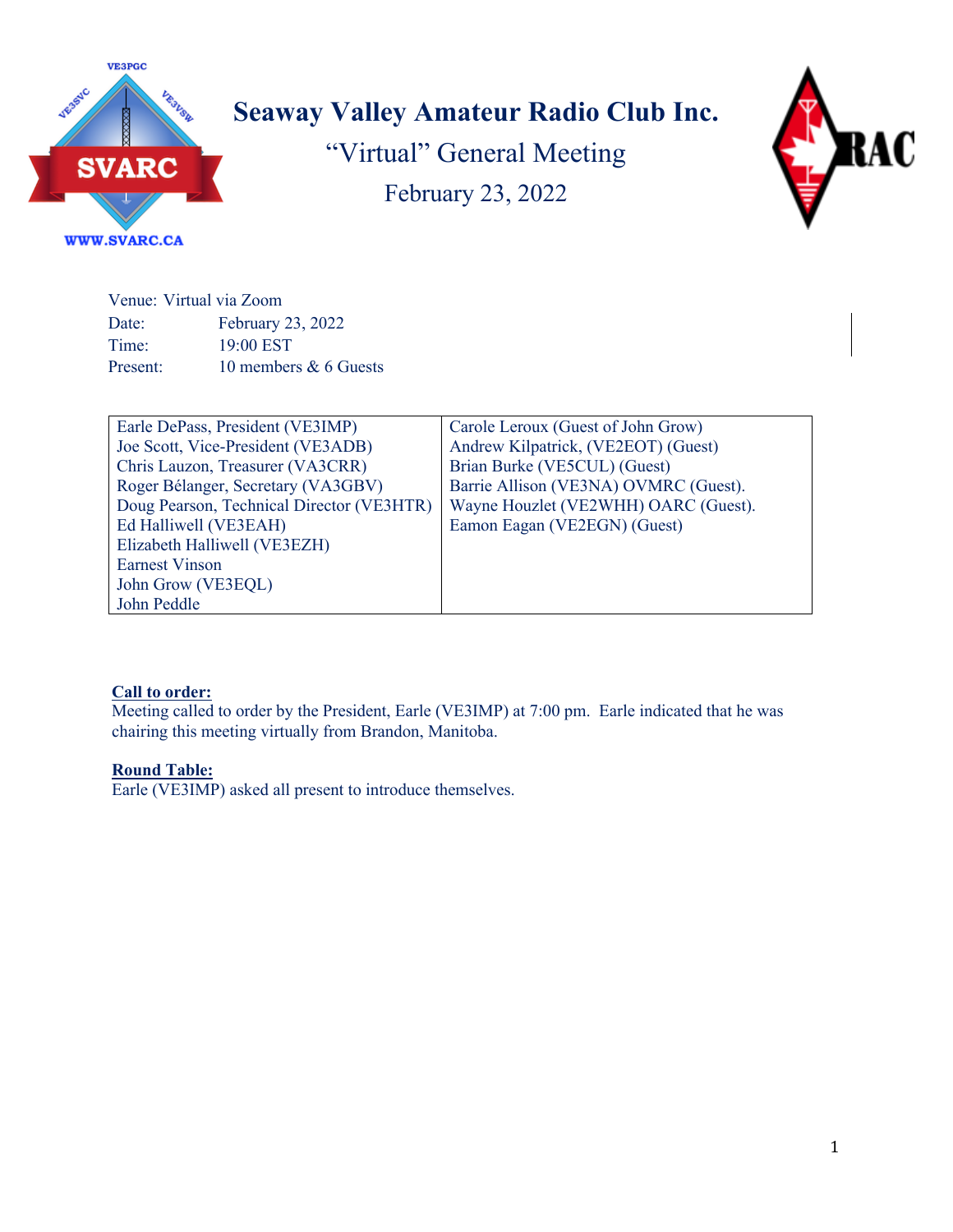# Seaway Valley Amateur Radio Club Inc.

## "Virtual" General Meeting

## February 23, 2022

Venue: Virtual via Zoom
Date: February 23, 2022
Time: 19:00 EST
Present: 10 members & 6 Guests

| Members | Guests |
|---|---|
| Earle DePass, President (VE3IMP) | Carole Leroux (Guest of John Grow) |
| Joe Scott, Vice-President (VE3ADB) | Andrew Kilpatrick, (VE2EOT) (Guest) |
| Chris Lauzon, Treasurer (VA3CRR) | Brian Burke (VE5CUL) (Guest) |
| Roger Bélanger, Secretary (VA3GBV) | Barrie Allison (VE3NA) OVMRC (Guest). |
| Doug Pearson, Technical Director (VE3HTR) | Wayne Houzlet (VE2WHH) OARC (Guest). |
| Ed Halliwell (VE3EAH) | Eamon Eagan (VE2EGN) (Guest) |
| Elizabeth Halliwell (VE3EZH) | |
| Earnest Vinson | |
| John Grow (VE3EQL) | |
| John Peddle | |

**Call to order:**
Meeting called to order by the President, Earle (VE3IMP) at 7:00 pm. Earle indicated that he was chairing this meeting virtually from Brandon, Manitoba.

**Round Table:**
Earle (VE3IMP) asked all present to introduce themselves.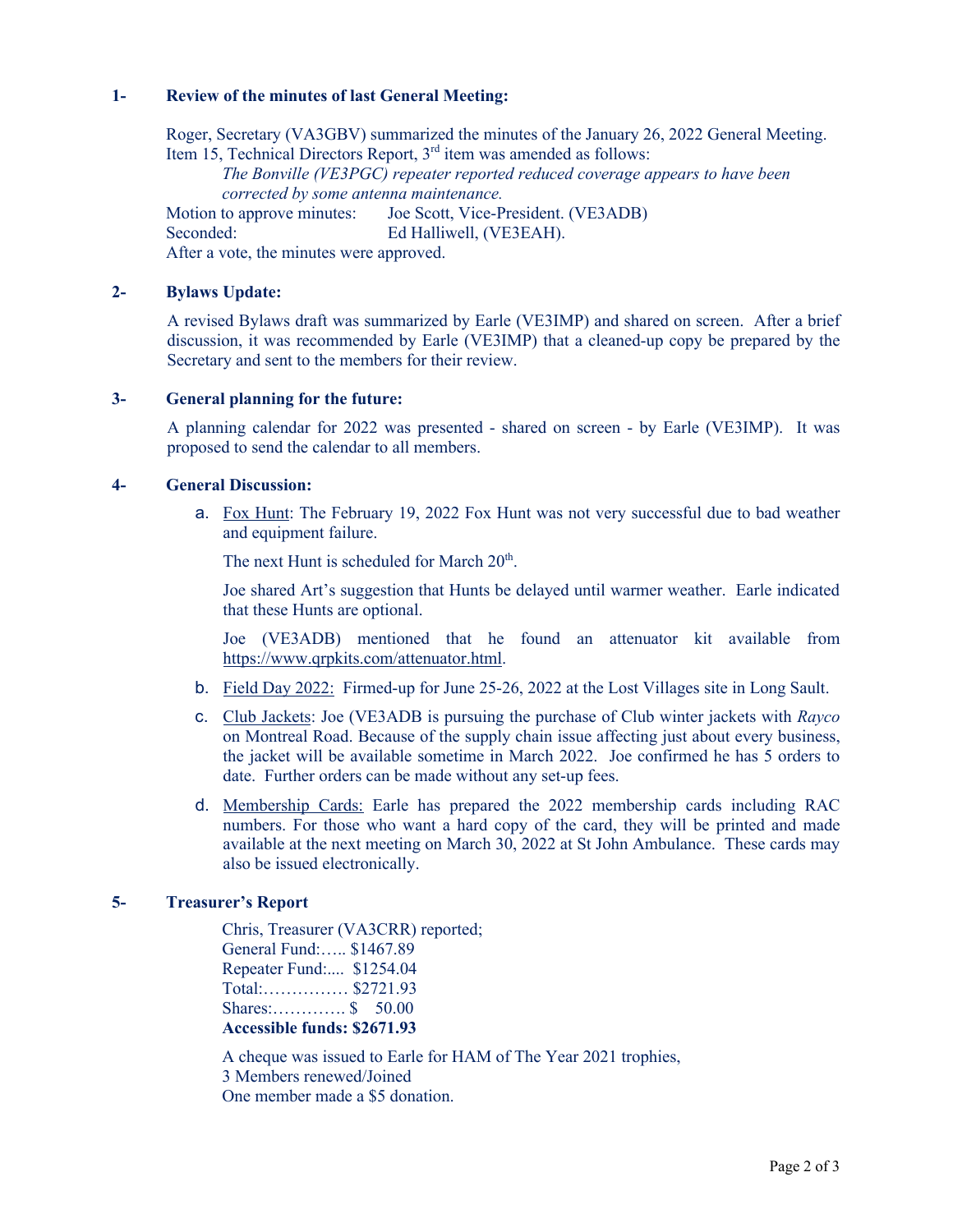## 1- Review of the minutes of last General Meeting:

Roger, Secretary (VA3GBV) summarized the minutes of the January 26, 2022 General Meeting. Item 15, Technical Directors Report, 3rd item was amended as follows:

*The Bonville (VE3PGC) repeater reported reduced coverage appears to have been corrected by some antenna maintenance.*

Motion to approve minutes: Joe Scott, Vice-President. (VE3ADB)
Seconded: Ed Halliwell, (VE3EAH).
After a vote, the minutes were approved.

## 2- Bylaws Update:

A revised Bylaws draft was summarized by Earle (VE3IMP) and shared on screen. After a brief discussion, it was recommended by Earle (VE3IMP) that a cleaned-up copy be prepared by the Secretary and sent to the members for their review.

## 3- General planning for the future:

A planning calendar for 2022 was presented - shared on screen - by Earle (VE3IMP). It was proposed to send the calendar to all members.

## 4- General Discussion:

a. Fox Hunt: The February 19, 2022 Fox Hunt was not very successful due to bad weather and equipment failure.

   The next Hunt is scheduled for March 20th.

   Joe shared Art's suggestion that Hunts be delayed until warmer weather. Earle indicated that these Hunts are optional.

   Joe (VE3ADB) mentioned that he found an attenuator kit available from https://www.qrpkits.com/attenuator.html.

b. Field Day 2022: Firmed-up for June 25-26, 2022 at the Lost Villages site in Long Sault.

c. Club Jackets: Joe (VE3ADB is pursuing the purchase of Club winter jackets with *Rayco* on Montreal Road. Because of the supply chain issue affecting just about every business, the jacket will be available sometime in March 2022. Joe confirmed he has 5 orders to date. Further orders can be made without any set-up fees.

d. Membership Cards: Earle has prepared the 2022 membership cards including RAC numbers. For those who want a hard copy of the card, they will be printed and made available at the next meeting on March 30, 2022 at St John Ambulance. These cards may also be issued electronically.

## 5- Treasurer's Report

Chris, Treasurer (VA3CRR) reported;
General Fund:….. $1467.89
Repeater Fund:.... $1254.04
Total:…………… $2721.93
Shares:…………. $ 50.00
**Accessible funds: $2671.93**

A cheque was issued to Earle for HAM of The Year 2021 trophies,
3 Members renewed/Joined
One member made a $5 donation.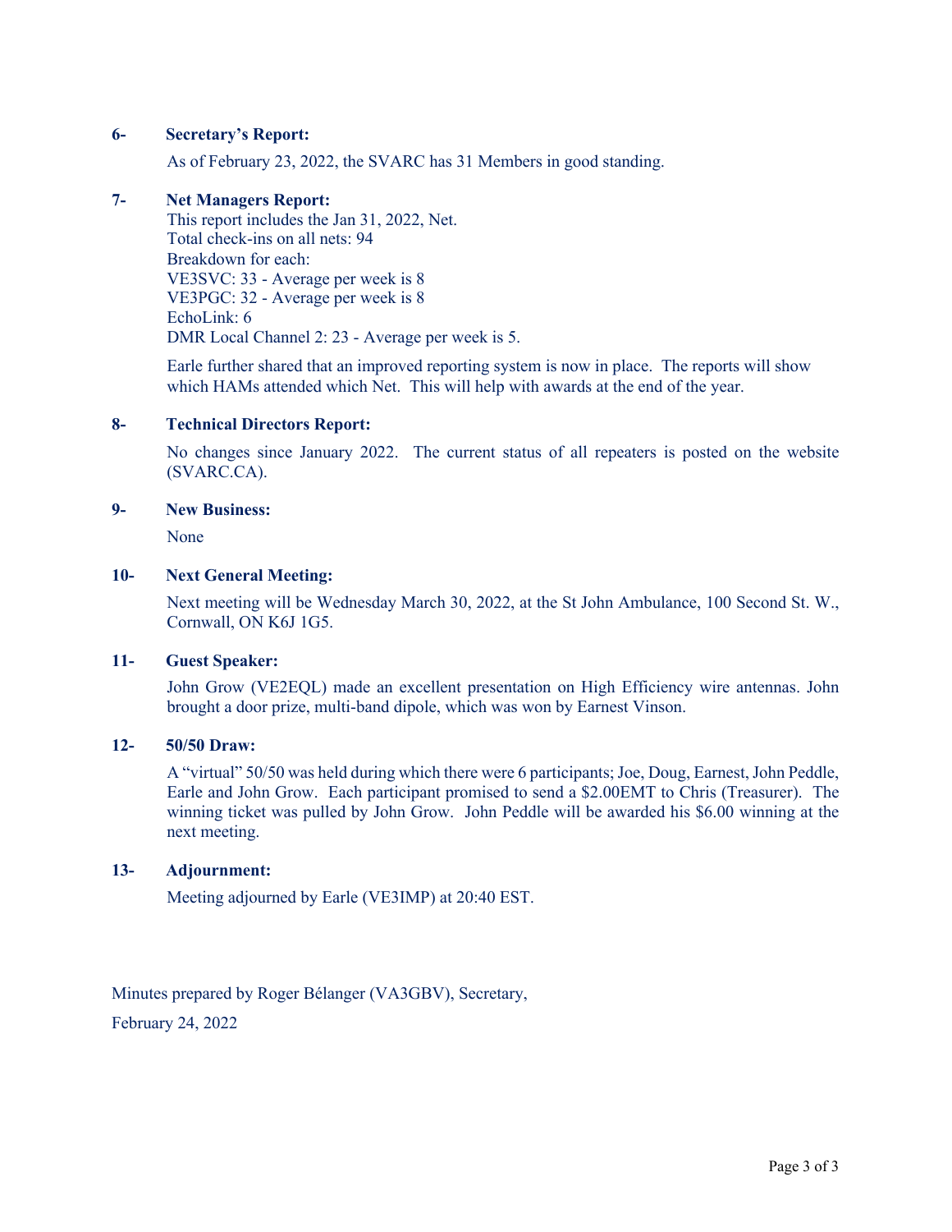## 6- Secretary's Report:

As of February 23, 2022, the SVARC has 31 Members in good standing.

## 7- Net Managers Report:

This report includes the Jan 31, 2022, Net.
Total check-ins on all nets: 94
Breakdown for each:
VE3SVC: 33 - Average per week is 8
VE3PGC: 32 - Average per week is 8
EchoLink: 6
DMR Local Channel 2: 23 - Average per week is 5.

Earle further shared that an improved reporting system is now in place. The reports will show which HAMs attended which Net. This will help with awards at the end of the year.

## 8- Technical Directors Report:

No changes since January 2022. The current status of all repeaters is posted on the website (SVARC.CA).

## 9- New Business:

None

## 10- Next General Meeting:

Next meeting will be Wednesday March 30, 2022, at the St John Ambulance, 100 Second St. W., Cornwall, ON K6J 1G5.

## 11- Guest Speaker:

John Grow (VE2EQL) made an excellent presentation on High Efficiency wire antennas. John brought a door prize, multi-band dipole, which was won by Earnest Vinson.

## 12- 50/50 Draw:

A "virtual" 50/50 was held during which there were 6 participants; Joe, Doug, Earnest, John Peddle, Earle and John Grow. Each participant promised to send a $2.00EMT to Chris (Treasurer). The winning ticket was pulled by John Grow. John Peddle will be awarded his $6.00 winning at the next meeting.

## 13- Adjournment:

Meeting adjourned by Earle (VE3IMP) at 20:40 EST.

Minutes prepared by Roger Bélanger (VA3GBV), Secretary,

February 24, 2022